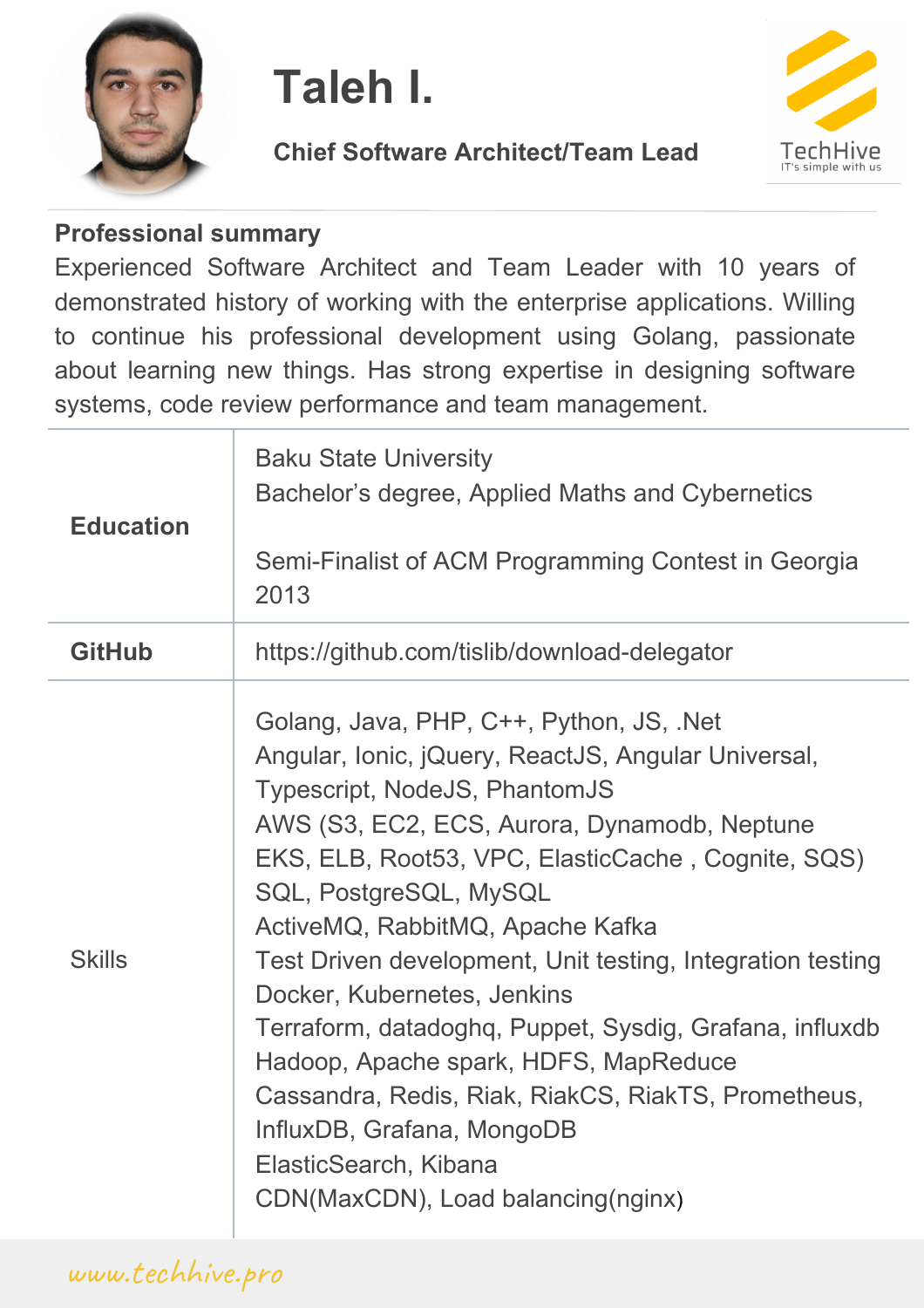# Taleh I.

**Chief Software Architect/Team Lead**

TechHive
IT's simple with us

## Professional summary

Experienced Software Architect and Team Leader with 10 years of demonstrated history of working with the enterprise applications. Willing to continue his professional development using Golang, passionate about learning new things. Has strong expertise in designing software systems, code review performance and team management.

| | |
|---|---|
| **Education** | Baku State University<br>Bachelor's degree, Applied Maths and Cybernetics<br><br>Semi-Finalist of ACM Programming Contest in Georgia 2013 |
| **GitHub** | https://github.com/tislib/download-delegator |
| Skills | Golang, Java, PHP, C++, Python, JS, .Net<br>Angular, Ionic, jQuery, ReactJS, Angular Universal, Typescript, NodeJS, PhantomJS<br>AWS (S3, EC2, ECS, Aurora, Dynamodb, Neptune EKS, ELB, Root53, VPC, ElasticCache , Cognite, SQS)<br>SQL, PostgreSQL, MySQL<br>ActiveMQ, RabbitMQ, Apache Kafka<br>Test Driven development, Unit testing, Integration testing<br>Docker, Kubernetes, Jenkins<br>Terraform, datadoghq, Puppet, Sysdig, Grafana, influxdb<br>Hadoop, Apache spark, HDFS, MapReduce<br>Cassandra, Redis, Riak, RiakCS, RiakTS, Prometheus, InfluxDB, Grafana, MongoDB<br>ElasticSearch, Kibana<br>CDN(MaxCDN), Load balancing(nginx) |

www.techhive.pro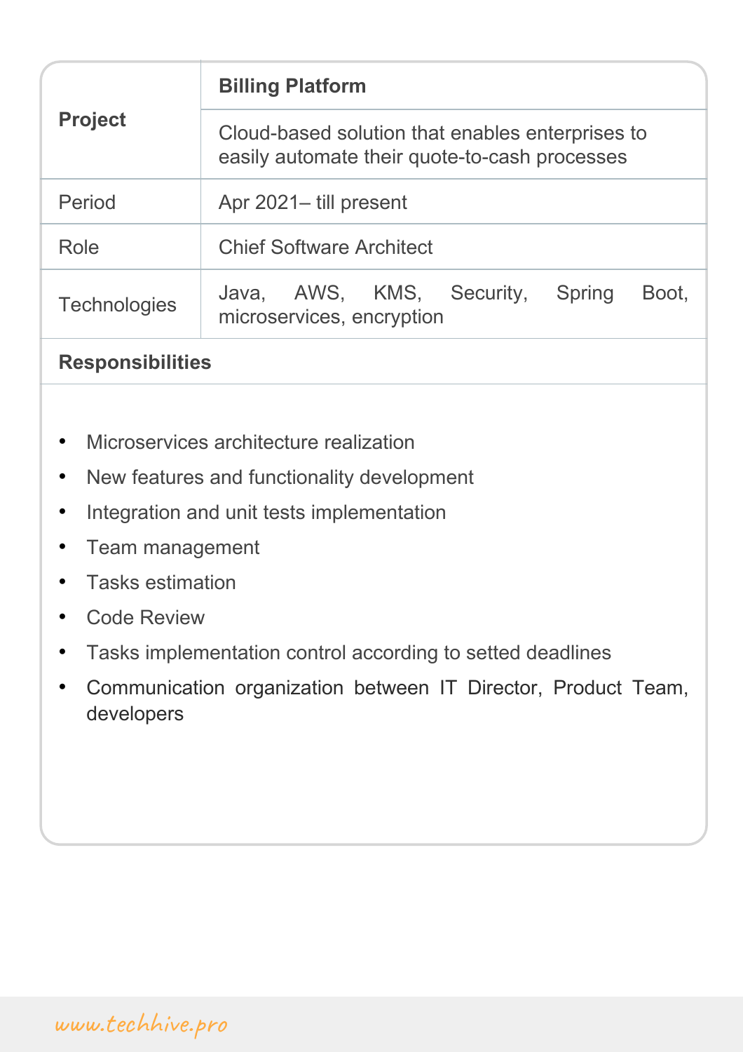| **Project** | **Billing Platform** |
| --- | --- |
| | Cloud-based solution that enables enterprises to easily automate their quote-to-cash processes |
| Period | Apr 2021– till present |
| Role | Chief Software Architect |
| Technologies | Java, AWS, KMS, Security, Spring Boot, microservices, encryption |

**Responsibilities**

- Microservices architecture realization
- New features and functionality development
- Integration and unit tests implementation
- Team management
- Tasks estimation
- Code Review
- Tasks implementation control according to setted deadlines
- Communication organization between IT Director, Product Team, developers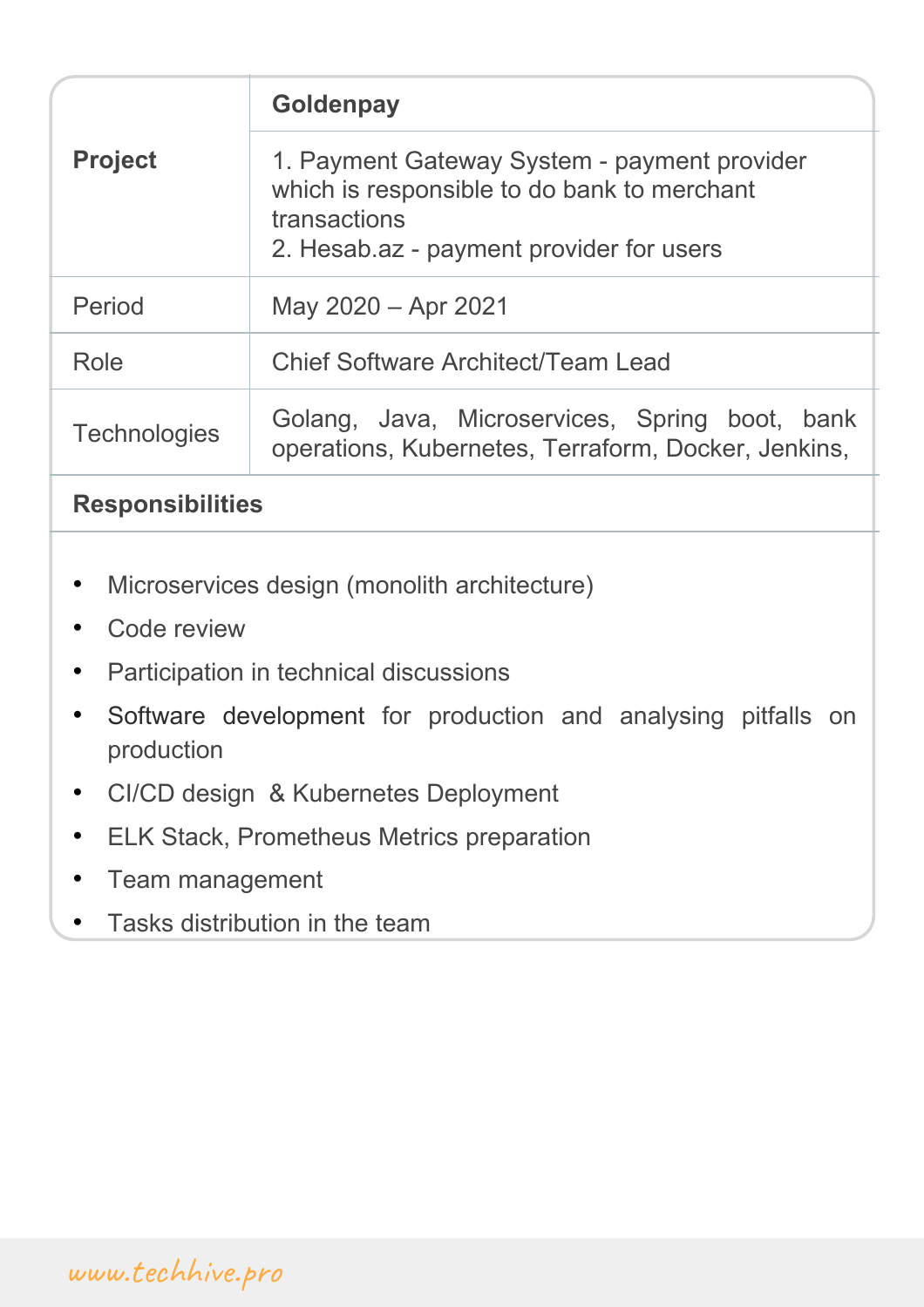| **Project** | **Goldenpay** |
| --- | --- |
| | 1. Payment Gateway System - payment provider which is responsible to do bank to merchant transactions<br>2. Hesab.az - payment provider for users |
| Period | May 2020 – Apr 2021 |
| Role | Chief Software Architect/Team Lead |
| Technologies | Golang, Java, Microservices, Spring boot, bank operations, Kubernetes, Terraform, Docker, Jenkins, |

**Responsibilities**

- Microservices design (monolith architecture)
- Code review
- Participation in technical discussions
- Software development for production and analysing pitfalls on production
- CI/CD design & Kubernetes Deployment
- ELK Stack, Prometheus Metrics preparation
- Team management
- Tasks distribution in the team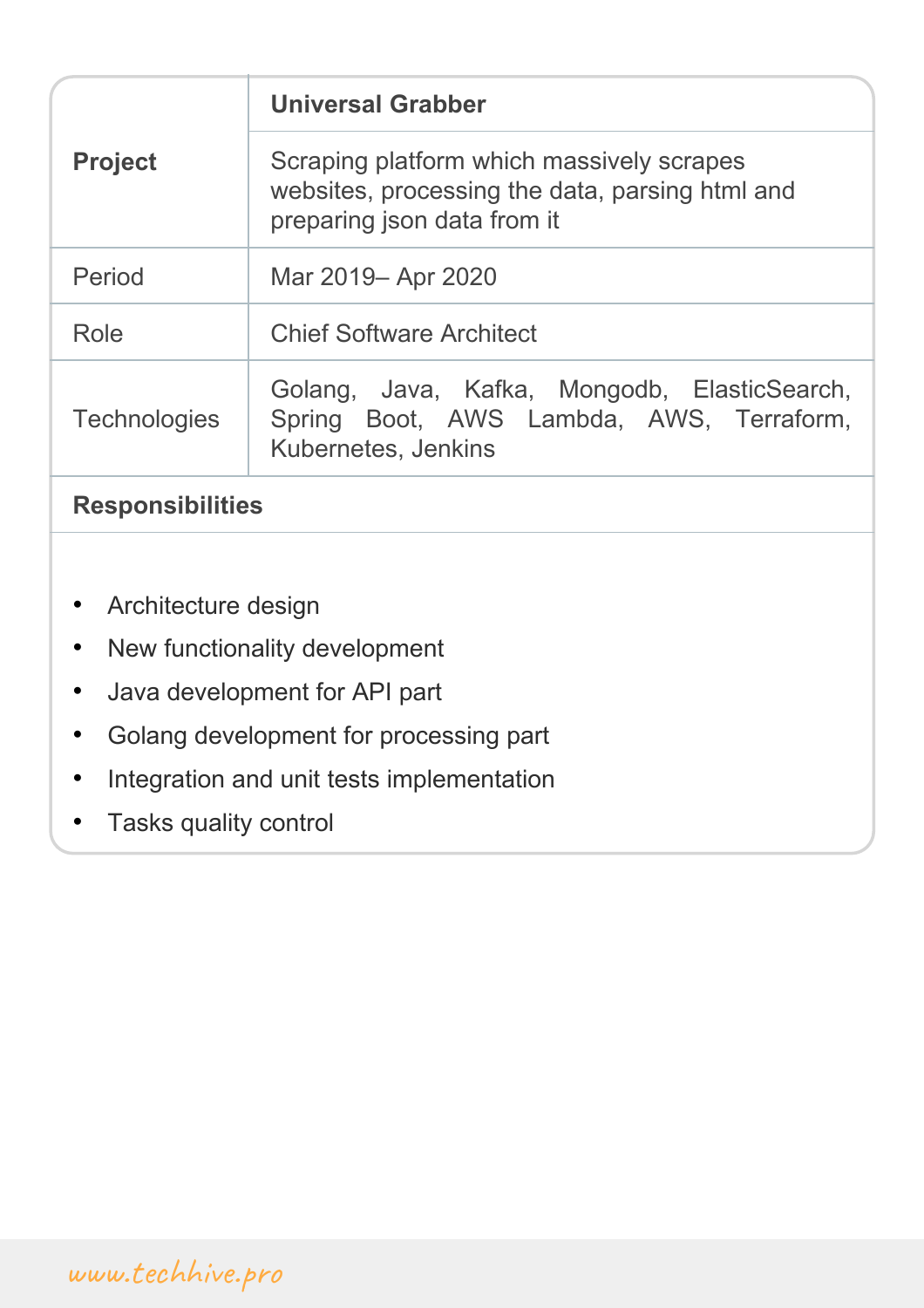| **Project** | **Universal Grabber** |
|---|---|
| | Scraping platform which massively scrapes websites, processing the data, parsing html and preparing json data from it |
| Period | Mar 2019– Apr 2020 |
| Role | Chief Software Architect |
| Technologies | Golang, Java, Kafka, Mongodb, ElasticSearch, Spring Boot, AWS Lambda, AWS, Terraform, Kubernetes, Jenkins |

**Responsibilities**

- Architecture design
- New functionality development
- Java development for API part
- Golang development for processing part
- Integration and unit tests implementation
- Tasks quality control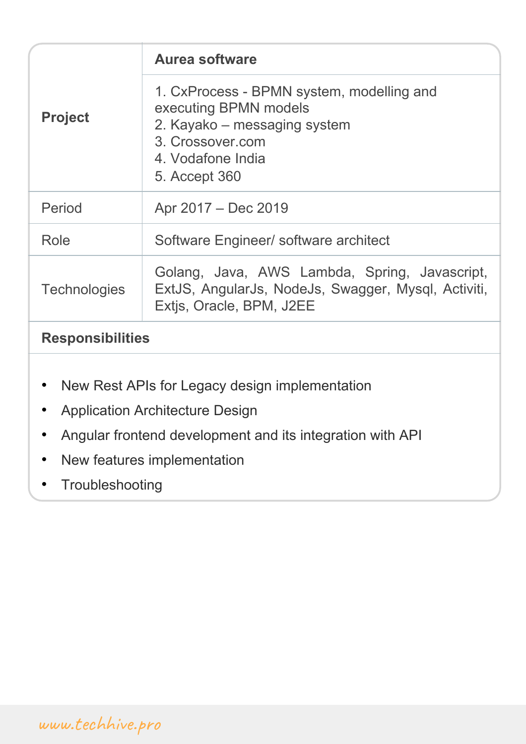| **Project** | **Aurea software** |
|---|---|
| | 1. CxProcess - BPMN system, modelling and executing BPMN models<br>2. Kayako – messaging system<br>3. Crossover.com<br>4. Vodafone India<br>5. Accept 360 |
| Period | Apr 2017 – Dec 2019 |
| Role | Software Engineer/ software architect |
| Technologies | Golang, Java, AWS Lambda, Spring, Javascript, ExtJS, AngularJs, NodeJs, Swagger, Mysql, Activiti, Extjs, Oracle, BPM, J2EE |

**Responsibilities**

- New Rest APIs for Legacy design implementation
- Application Architecture Design
- Angular frontend development and its integration with API
- New features implementation
- Troubleshooting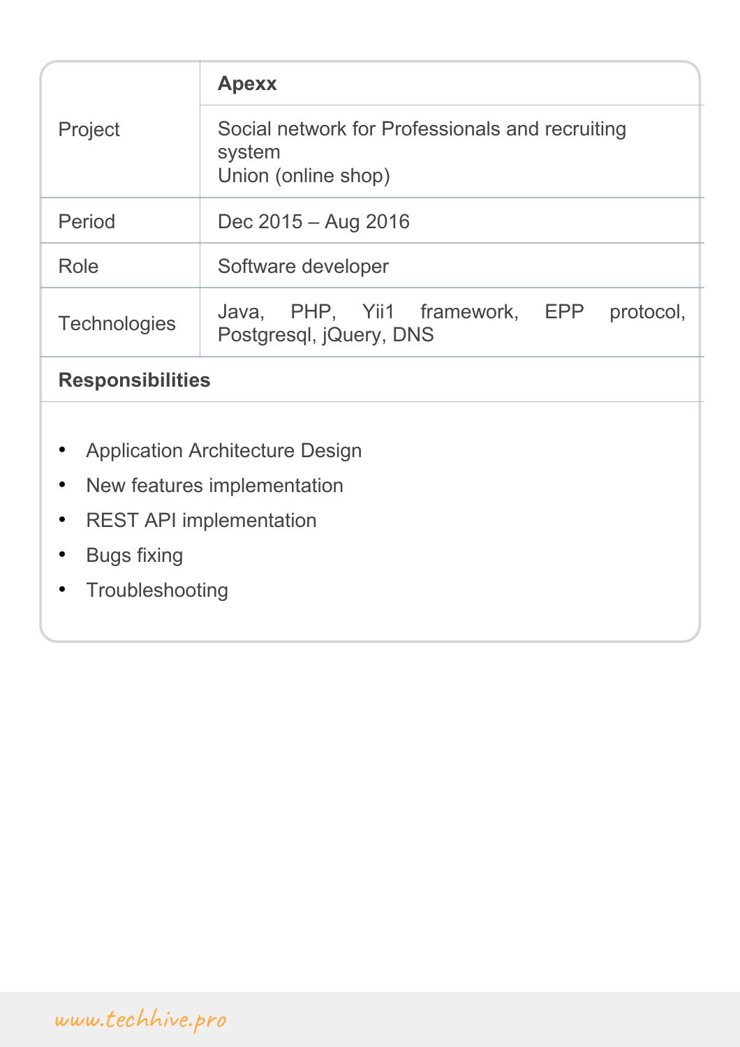| Project | **Apexx** |
|---|---|
| | Social network for Professionals and recruiting system<br>Union (online shop) |
| Period | Dec 2015 – Aug 2016 |
| Role | Software developer |
| Technologies | Java, PHP, Yii1 framework, EPP protocol, Postgresql, jQuery, DNS |

**Responsibilities**

- Application Architecture Design
- New features implementation
- REST API implementation
- Bugs fixing
- Troubleshooting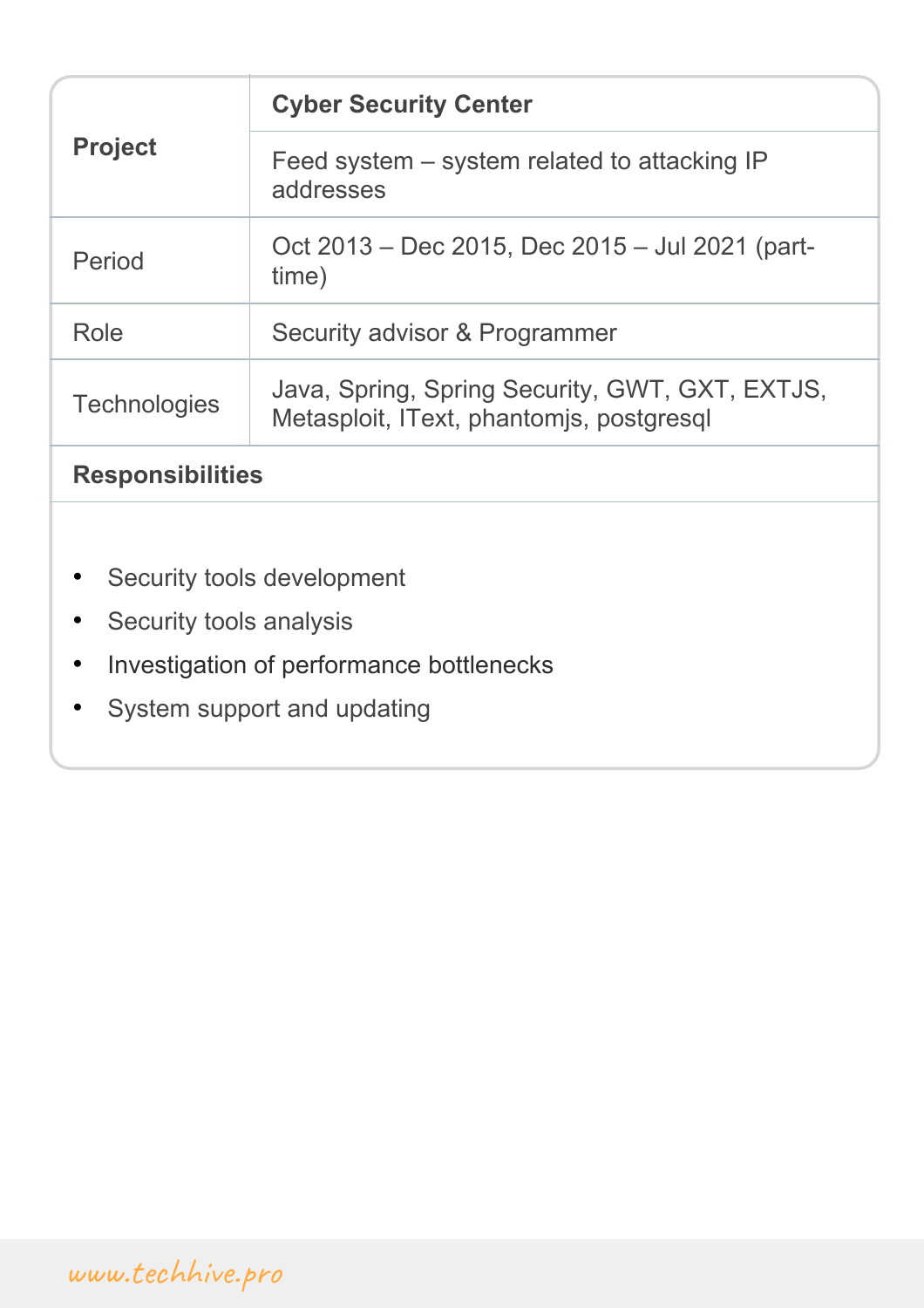| | |
|---|---|
| **Project** | **Cyber Security Center** |
| | Feed system – system related to attacking IP addresses |
| Period | Oct 2013 – Dec 2015, Dec 2015 – Jul 2021 (part-time) |
| Role | Security advisor & Programmer |
| Technologies | Java, Spring, Spring Security, GWT, GXT, EXTJS, Metasploit, IText, phantomjs, postgresql |

**Responsibilities**

- Security tools development
- Security tools analysis
- Investigation of performance bottlenecks
- System support and updating